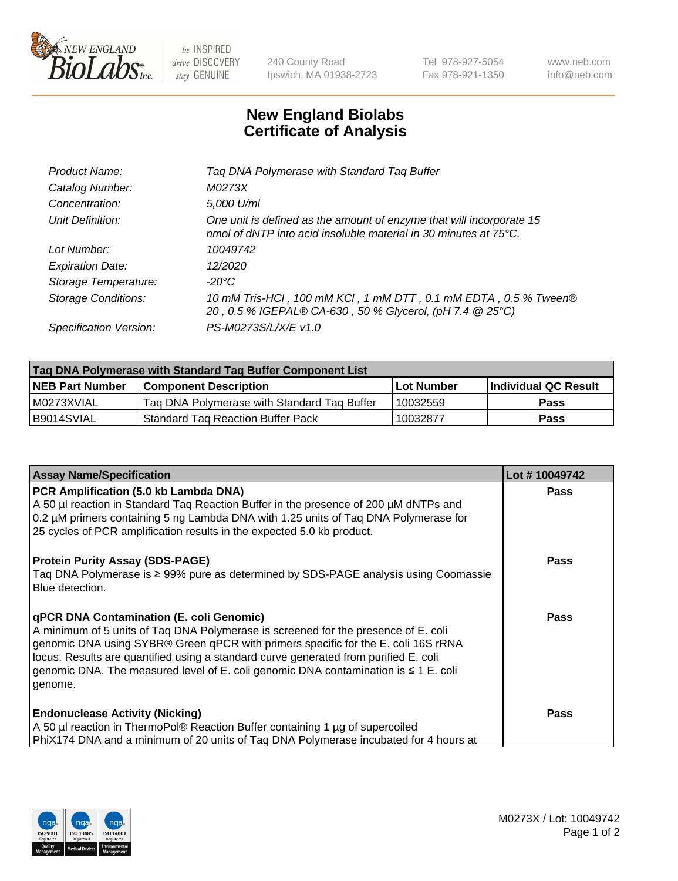# New England Biolabs Certificate of Analysis

| | |
|---|---|
| *Product Name:* | *Taq DNA Polymerase with Standard Taq Buffer* |
| *Catalog Number:* | *M0273X* |
| *Concentration:* | *5,000 U/ml* |
| *Unit Definition:* | *One unit is defined as the amount of enzyme that will incorporate 15 nmol of dNTP into acid insoluble material in 30 minutes at 75°C.* |
| *Lot Number:* | *10049742* |
| *Expiration Date:* | *12/2020* |
| *Storage Temperature:* | *-20°C* |
| *Storage Conditions:* | *10 mM Tris-HCl , 100 mM KCl , 1 mM DTT , 0.1 mM EDTA , 0.5 % Tween® 20 , 0.5 % IGEPAL® CA-630 , 50 % Glycerol, (pH 7.4 @ 25°C)* |
| *Specification Version:* | *PS-M0273S/L/X/E v1.0* |

| Taq DNA Polymerase with Standard Taq Buffer Component List | | | |
|---|---|---|---|
| **NEB Part Number** | **Component Description** | **Lot Number** | **Individual QC Result** |
| M0273XVIAL | Taq DNA Polymerase with Standard Taq Buffer | 10032559 | **Pass** |
| B9014SVIAL | Standard Taq Reaction Buffer Pack | 10032877 | **Pass** |

| Assay Name/Specification | Lot # 10049742 |
|---|---|
| **PCR Amplification (5.0 kb Lambda DNA)**<br>A 50 µl reaction in Standard Taq Reaction Buffer in the presence of 200 µM dNTPs and 0.2 µM primers containing 5 ng Lambda DNA with 1.25 units of Taq DNA Polymerase for 25 cycles of PCR amplification results in the expected 5.0 kb product. | **Pass** |
| **Protein Purity Assay (SDS-PAGE)**<br>Taq DNA Polymerase is ≥ 99% pure as determined by SDS-PAGE analysis using Coomassie Blue detection. | **Pass** |
| **qPCR DNA Contamination (E. coli Genomic)**<br>A minimum of 5 units of Taq DNA Polymerase is screened for the presence of E. coli genomic DNA using SYBR® Green qPCR with primers specific for the E. coli 16S rRNA locus. Results are quantified using a standard curve generated from purified E. coli genomic DNA. The measured level of E. coli genomic DNA contamination is ≤ 1 E. coli genome. | **Pass** |
| **Endonuclease Activity (Nicking)**<br>A 50 µl reaction in ThermoPol® Reaction Buffer containing 1 µg of supercoiled PhiX174 DNA and a minimum of 20 units of Taq DNA Polymerase incubated for 4 hours at | **Pass** |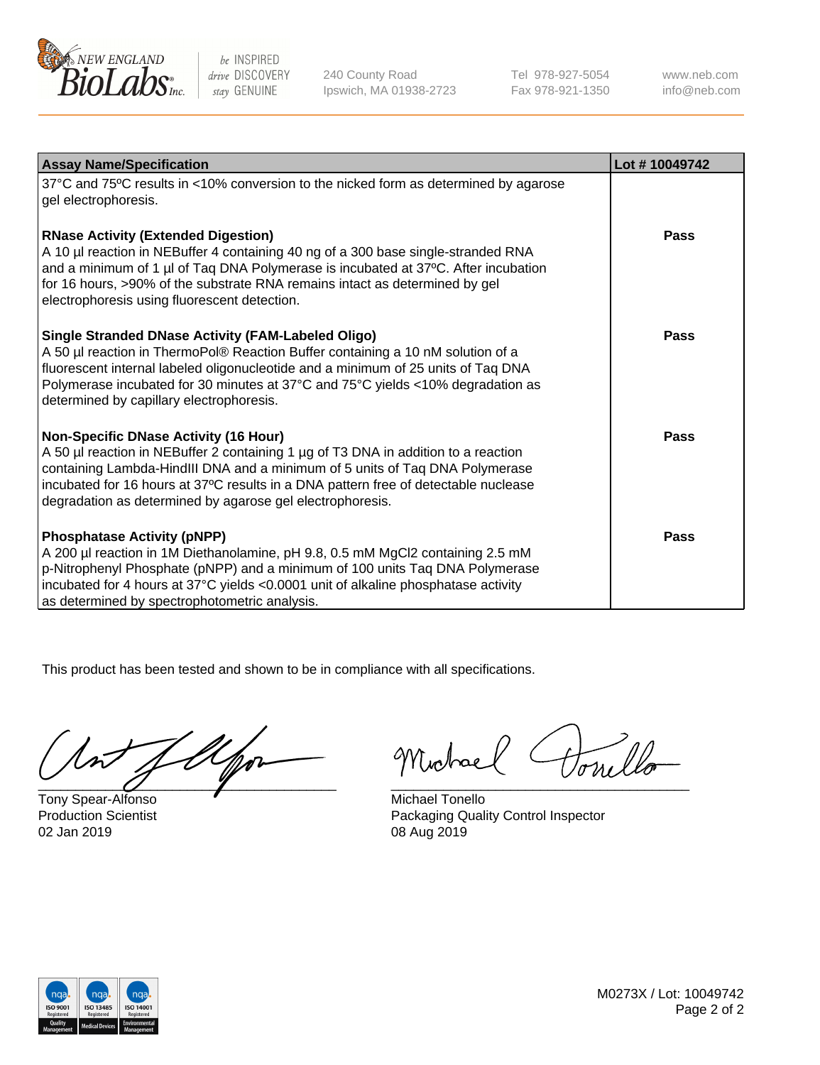| Assay Name/Specification | Lot # 10049742 |
| --- | --- |
| 37°C and 75ºC results in <10% conversion to the nicked form as determined by agarose gel electrophoresis. | |
| **RNase Activity (Extended Digestion)**<br>A 10 µl reaction in NEBuffer 4 containing 40 ng of a 300 base single-stranded RNA and a minimum of 1 µl of Taq DNA Polymerase is incubated at 37ºC. After incubation for 16 hours, >90% of the substrate RNA remains intact as determined by gel electrophoresis using fluorescent detection. | **Pass** |
| **Single Stranded DNase Activity (FAM-Labeled Oligo)**<br>A 50 µl reaction in ThermoPol® Reaction Buffer containing a 10 nM solution of a fluorescent internal labeled oligonucleotide and a minimum of 25 units of Taq DNA Polymerase incubated for 30 minutes at 37°C and 75°C yields <10% degradation as determined by capillary electrophoresis. | **Pass** |
| **Non-Specific DNase Activity (16 Hour)**<br>A 50 µl reaction in NEBuffer 2 containing 1 µg of T3 DNA in addition to a reaction containing Lambda-HindIII DNA and a minimum of 5 units of Taq DNA Polymerase incubated for 16 hours at 37ºC results in a DNA pattern free of detectable nuclease degradation as determined by agarose gel electrophoresis. | **Pass** |
| **Phosphatase Activity (pNPP)**<br>A 200 µl reaction in 1M Diethanolamine, pH 9.8, 0.5 mM $MgCl_2$ containing 2.5 mM p-Nitrophenyl Phosphate (pNPP) and a minimum of 100 units Taq DNA Polymerase incubated for 4 hours at 37°C yields <0.0001 unit of alkaline phosphatase activity as determined by spectrophotometric analysis. | **Pass** |

This product has been tested and shown to be in compliance with all specifications.

Tony Spear-Alfonso
Production Scientist
02 Jan 2019

Michael Tonello
Packaging Quality Control Inspector
08 Aug 2019

M0273X / Lot: 10049742